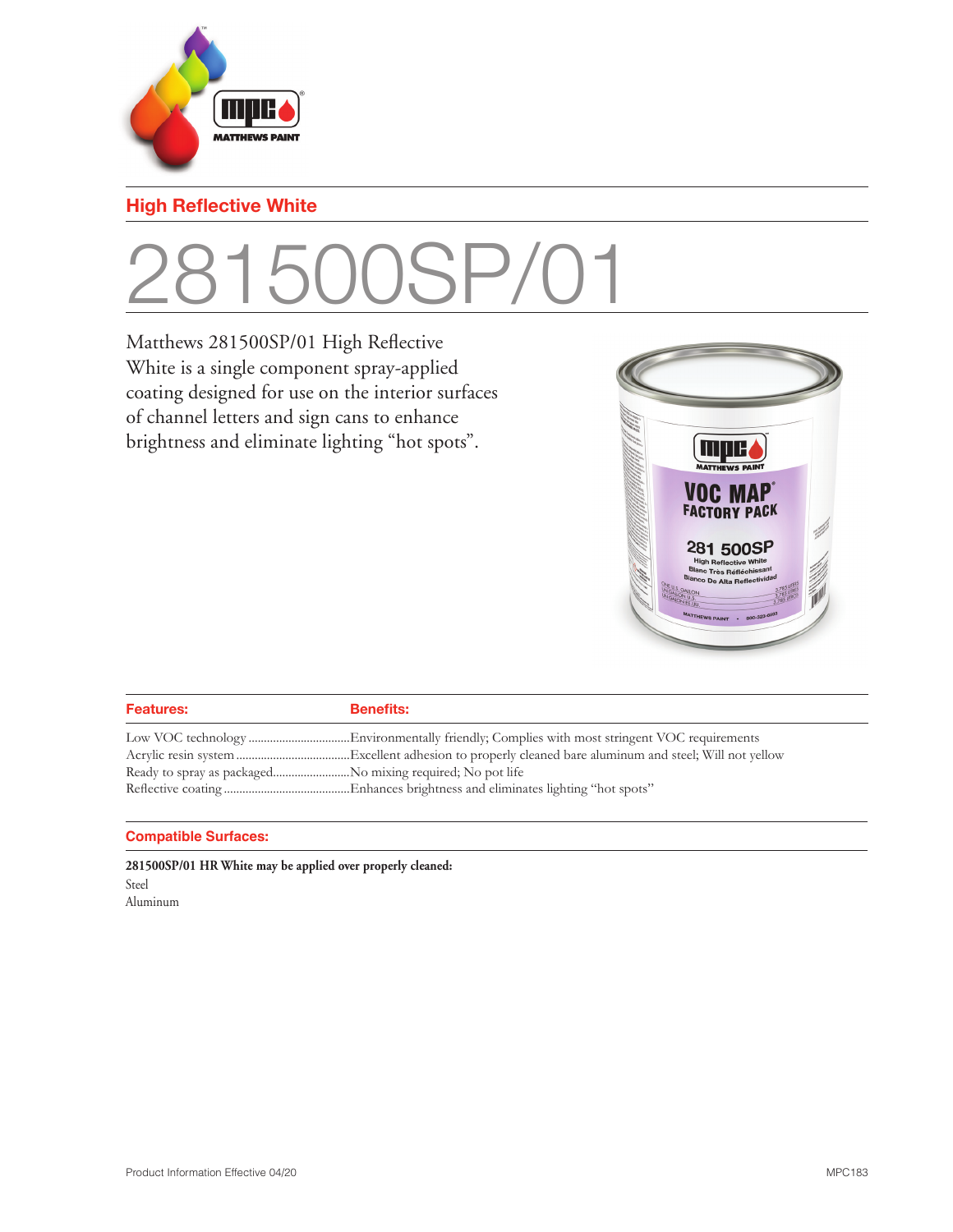## High Reflective White

# 281500SP/01

Matthews 281500SP/01 High Reflective White is a single component spray-applied coating designed for use on the interior surfaces of channel letters and sign cans to enhance brightness and eliminate lighting "hot spots".

| Features: | Benefits: |
|---|---|
| Low VOC technology | Environmentally friendly; Complies with most stringent VOC requirements |
| Acrylic resin system | Excellent adhesion to properly cleaned bare aluminum and steel; Will not yellow |
| Ready to spray as packaged | No mixing required; No pot life |
| Reflective coating | Enhances brightness and eliminates lighting "hot spots" |

### Compatible Surfaces:

**281500SP/01 HR White may be applied over properly cleaned:**

Steel
Aluminum

Product Information Effective 04/20

MPC183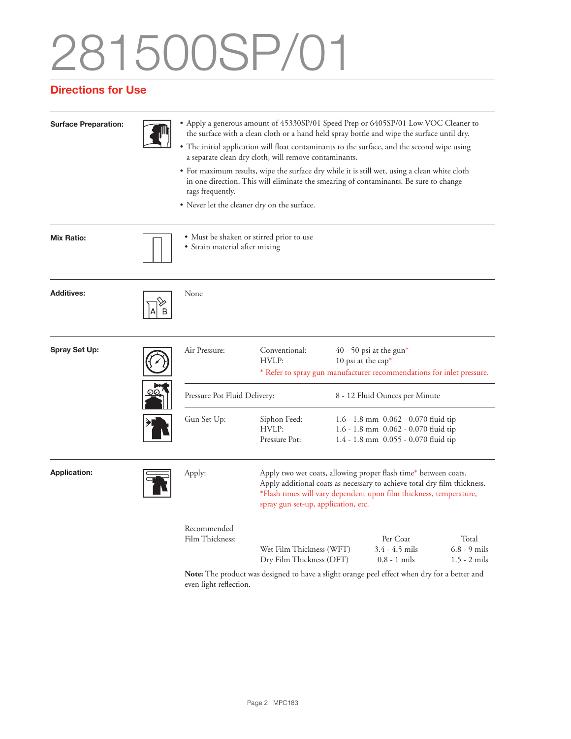# 281500SP/01

## Directions for Use

**Surface Preparation:**

- Apply a generous amount of 45330SP/01 Speed Prep or 6405SP/01 Low VOC Cleaner to the surface with a clean cloth or a hand held spray bottle and wipe the surface until dry.
- The initial application will float contaminants to the surface, and the second wipe using a separate clean dry cloth, will remove contaminants.
- For maximum results, wipe the surface dry while it is still wet, using a clean white cloth in one direction. This will eliminate the smearing of contaminants. Be sure to change rags frequently.
- Never let the cleaner dry on the surface.

**Mix Ratio:**

- Must be shaken or stirred prior to use
- Strain material after mixing

**Additives:**

None

**Spray Set Up:**

| | | |
|---|---|---|
| Air Pressure: | Conventional: | 40 - 50 psi at the gun* |
| | HVLP: | 10 psi at the cap* |
| | | * Refer to spray gun manufacturer recommendations for inlet pressure. |
| Pressure Pot Fluid Delivery: | | 8 - 12 Fluid Ounces per Minute |
| Gun Set Up: | Siphon Feed: | 1.6 - 1.8 mm 0.062 - 0.070 fluid tip |
| | HVLP: | 1.6 - 1.8 mm 0.062 - 0.070 fluid tip |
| | Pressure Pot: | 1.4 - 1.8 mm 0.055 - 0.070 fluid tip |

**Application:**

Apply: Apply two wet coats, allowing proper flash time* between coats. Apply additional coats as necessary to achieve total dry film thickness.
*Flash times will vary dependent upon film thickness, temperature, spray gun set-up, application, etc.

Recommended Film Thickness:

| | Per Coat | Total |
|---|---|---|
| Wet Film Thickness (WFT) | 3.4 - 4.5 mils | 6.8 - 9 mils |
| Dry Film Thickness (DFT) | 0.8 - 1 mils | 1.5 - 2 mils |

**Note:** The product was designed to have a slight orange peel effect when dry for a better and even light reflection.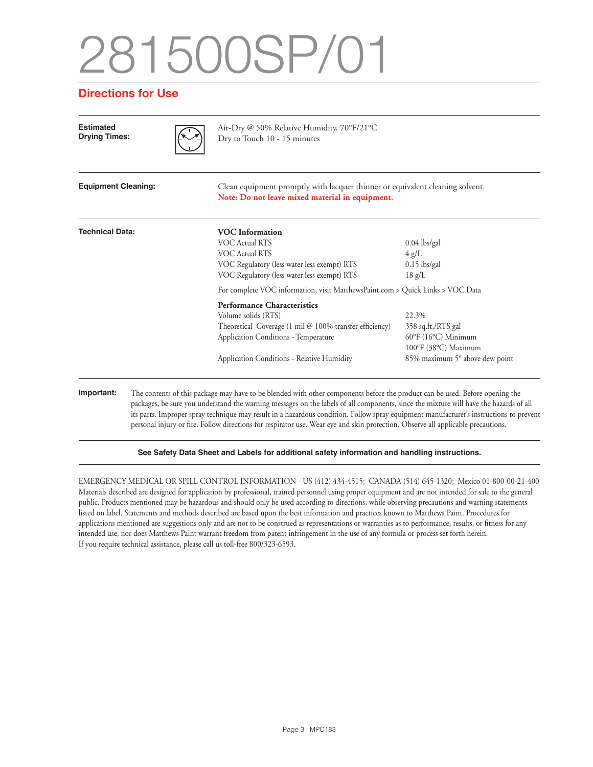# 281500SP/01

## Directions for Use

**Estimated Drying Times:**

Air-Dry @ 50% Relative Humidity, 70°F/21°C
Dry to Touch 10 - 15 minutes

**Equipment Cleaning:**

Clean equipment promptly with lacquer thinner or equivalent cleaning solvent.
**Note: Do not leave mixed material in equipment.**

**Technical Data:**

**VOC Information**

| | |
|---|---|
| VOC Actual RTS | 0.04 lbs/gal |
| VOC Actual RTS | 4 g/L |
| VOC Regulatory (less water less exempt) RTS | 0.15 lbs/gal |
| VOC Regulatory (less water less exempt) RTS | 18 g/L |

For complete VOC information, visit MatthewsPaint.com > Quick Links > VOC Data

**Performance Characteristics**

| | |
|---|---|
| Volume solids (RTS) | 22.3% |
| Theoretical Coverage (1 mil @ 100% transfer efficiency) | 358 sq.ft./RTS gal |
| Application Conditions - Temperature | 60°F (16°C) Minimum<br>100°F (38°C) Maximum |
| Application Conditions - Relative Humidity | 85% maximum 5° above dew point |

**Important:** The contents of this package may have to be blended with other components before the product can be used. Before opening the packages, be sure you understand the warning messages on the labels of all components, since the mixture will have the hazards of all its parts. Improper spray technique may result in a hazardous condition. Follow spray equipment manufacturer's instructions to prevent personal injury or fire. Follow directions for respirator use. Wear eye and skin protection. Observe all applicable precautions.

**See Safety Data Sheet and Labels for additional safety information and handling instructions.**

EMERGENCY MEDICAL OR SPILL CONTROL INFORMATION - US (412) 434-4515; CANADA (514) 645-1320; Mexico 01-800-00-21-400
Materials described are designed for application by professional, trained personnel using proper equipment and are not intended for sale to the general public. Products mentioned may be hazardous and should only be used according to directions, while observing precautions and warning statements listed on label. Statements and methods described are based upon the best information and practices known to Matthews Paint. Procedures for applications mentioned are suggestions only and are not to be construed as representations or warranties as to performance, results, or fitness for any intended use, nor does Matthews Paint warrant freedom from patent infringement in the use of any formula or process set forth herein.
If you require technical assistance, please call us toll-free 800/323-6593.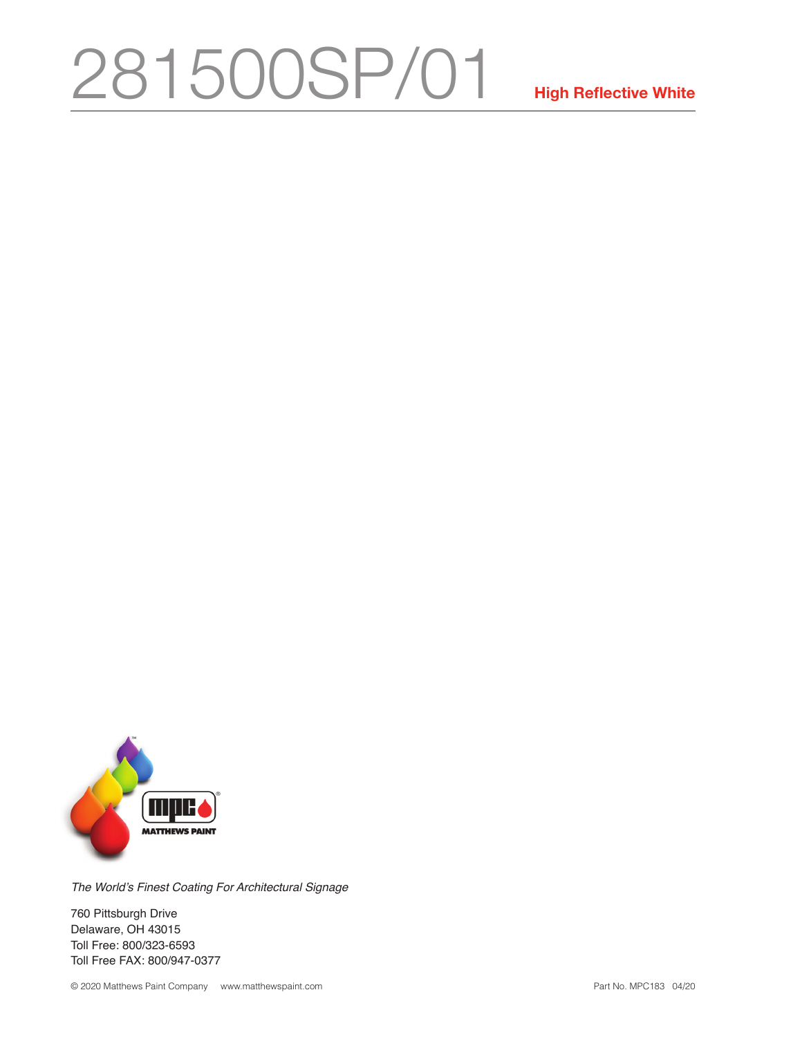# 281500SP/01

**High Reflective White**

MATTHEWS PAINT

*The World's Finest Coating For Architectural Signage*

760 Pittsburgh Drive
Delaware, OH 43015
Toll Free: 800/323-6593
Toll Free FAX: 800/947-0377

© 2020 Matthews Paint Company www.matthewspaint.com

Part No. MPC183 04/20